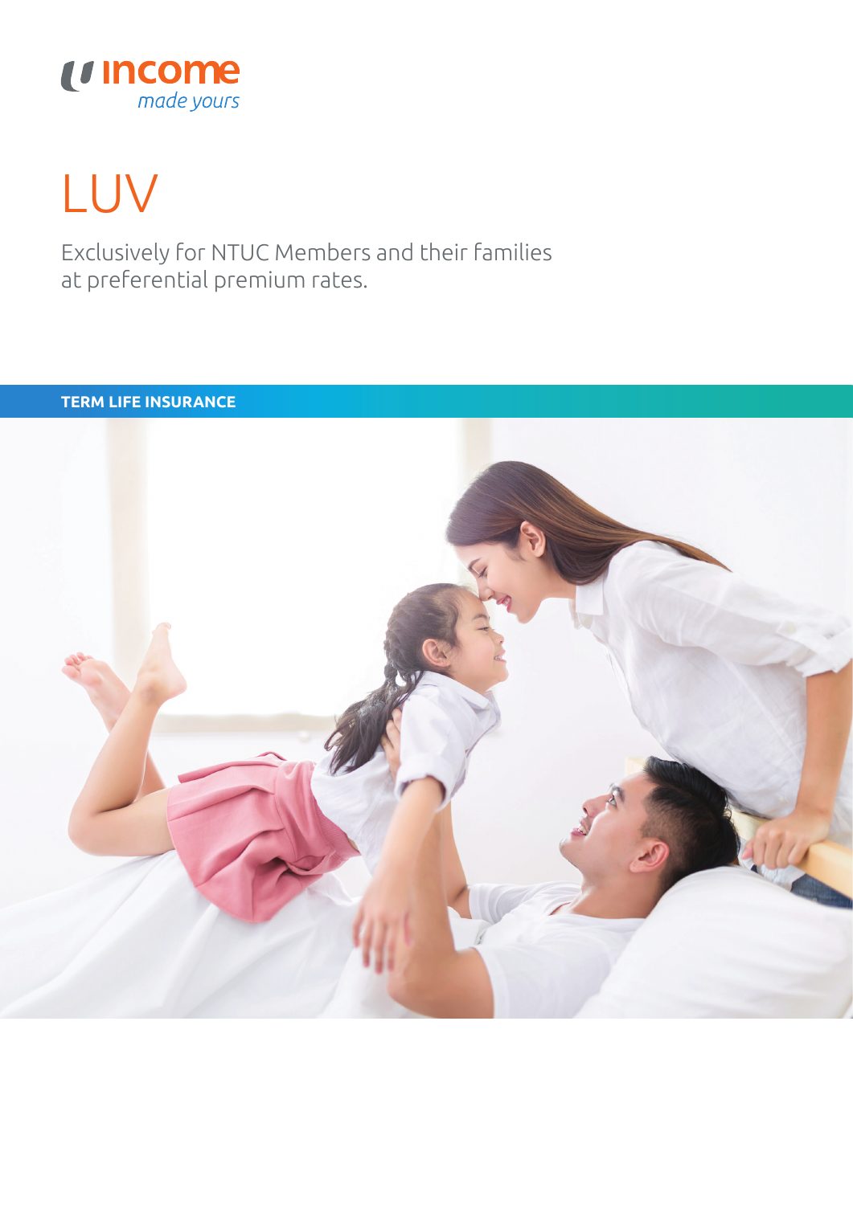income
*made yours*

# LUV

Exclusively for NTUC Members and their families at preferential premium rates.

**TERM LIFE INSURANCE**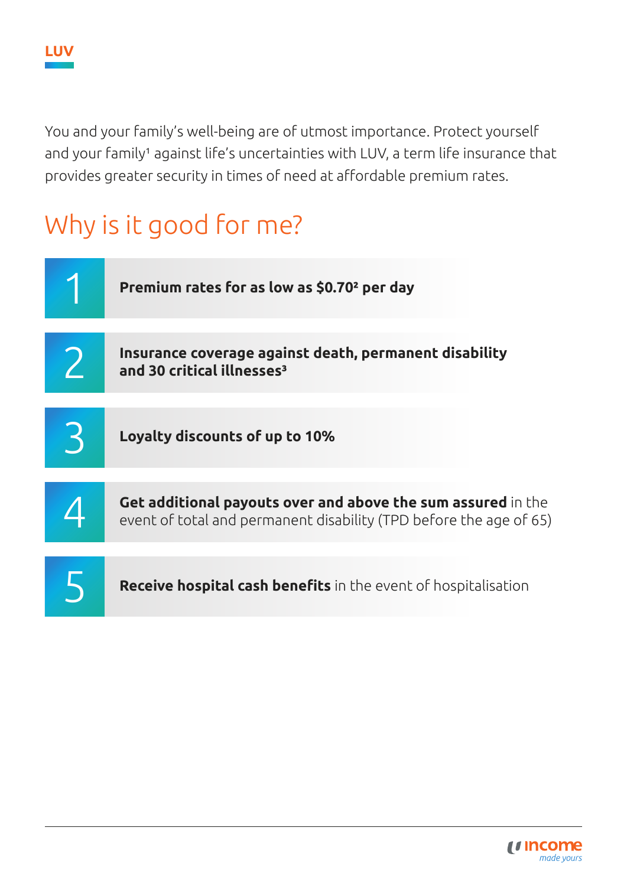LUV

You and your family's well-being are of utmost importance. Protect yourself and your family[1] against life's uncertainties with LUV, a term life insurance that provides greater security in times of need at affordable premium rates.

## Why is it good for me?

1. **Premium rates for as low as $0.70[2] per day**
2. **Insurance coverage against death, permanent disability and 30 critical illnesses[3]**
3. **Loyalty discounts of up to 10%**
4. **Get additional payouts over and above the sum assured** in the event of total and permanent disability (TPD before the age of 65)
5. **Receive hospital cash benefits** in the event of hospitalisation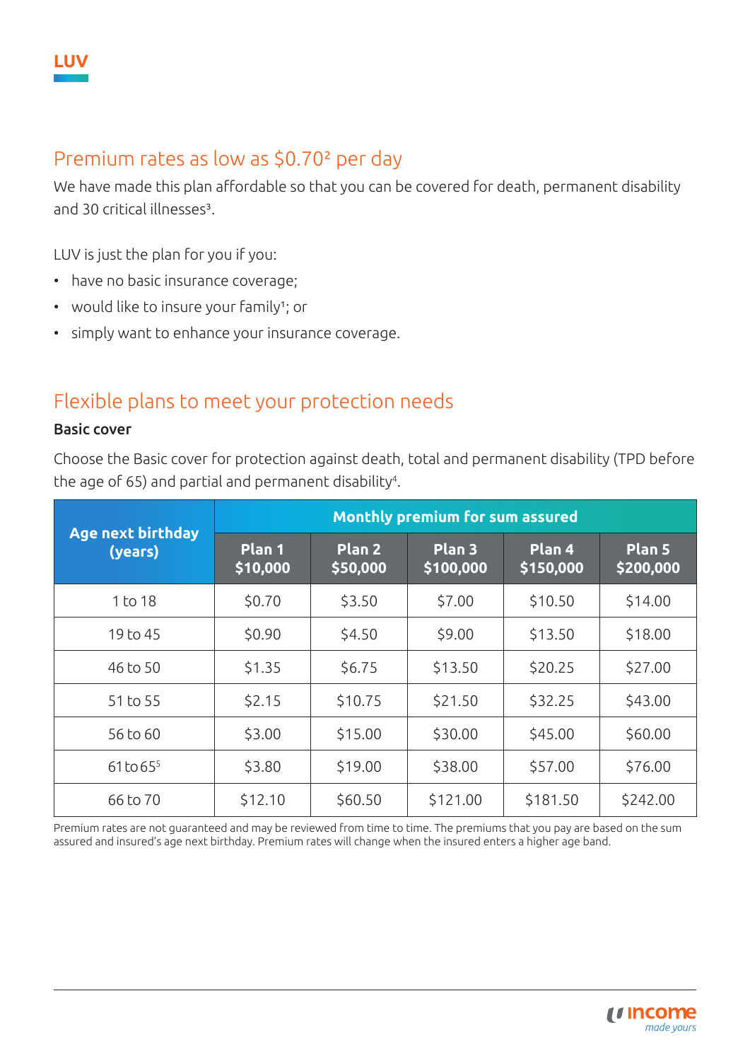LUV

## Premium rates as low as $0.70[2] per day

We have made this plan affordable so that you can be covered for death, permanent disability and 30 critical illnesses[3].

LUV is just the plan for you if you:

- have no basic insurance coverage;
- would like to insure your family[1]; or
- simply want to enhance your insurance coverage.

## Flexible plans to meet your protection needs

**Basic cover**

Choose the Basic cover for protection against death, total and permanent disability (TPD before the age of 65) and partial and permanent disability[4].

| Age next birthday (years) | Monthly premium for sum assured | | | | |
|---|---|---|---|---|---|
| | Plan 1 $10,000 | Plan 2 $50,000 | Plan 3 $100,000 | Plan 4 $150,000 | Plan 5 $200,000 |
| 1 to 18 | $0.70 | $3.50 | $7.00 | $10.50 | $14.00 |
| 19 to 45 | $0.90 | $4.50 | $9.00 | $13.50 | $18.00 |
| 46 to 50 | $1.35 | $6.75 | $13.50 | $20.25 | $27.00 |
| 51 to 55 | $2.15 | $10.75 | $21.50 | $32.25 | $43.00 |
| 56 to 60 | $3.00 | $15.00 | $30.00 | $45.00 | $60.00 |
| 61 to 65[5] | $3.80 | $19.00 | $38.00 | $57.00 | $76.00 |
| 66 to 70 | $12.10 | $60.50 | $121.00 | $181.50 | $242.00 |

Premium rates are not guaranteed and may be reviewed from time to time. The premiums that you pay are based on the sum assured and insured's age next birthday. Premium rates will change when the insured enters a higher age band.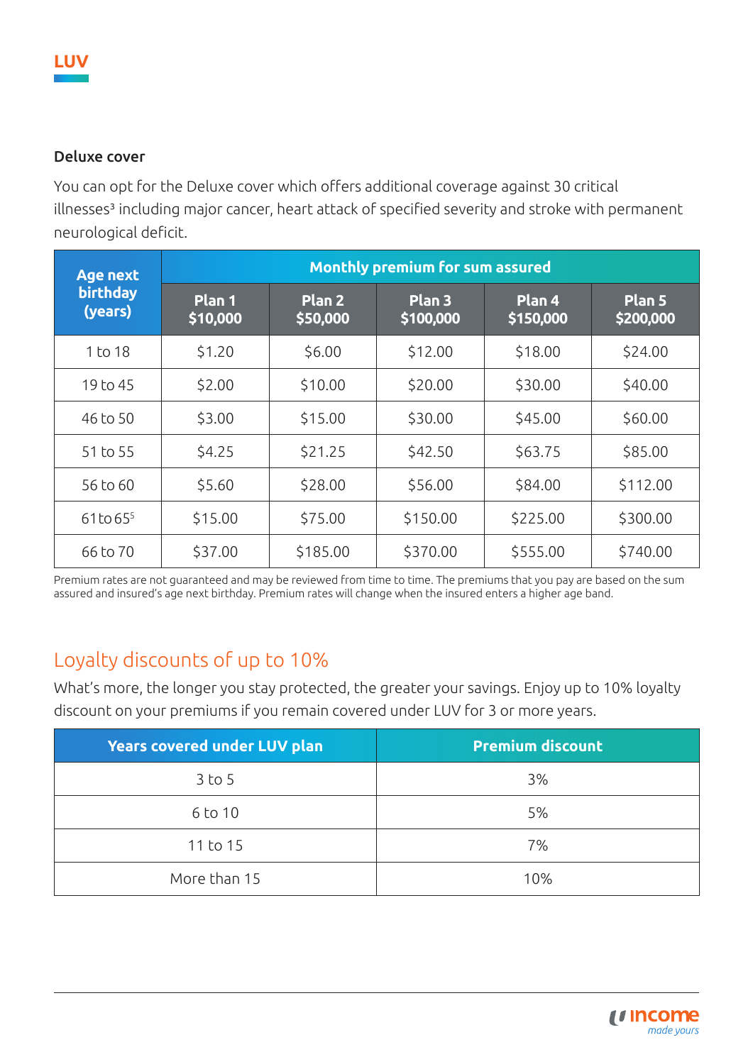### Deluxe cover

You can opt for the Deluxe cover which offers additional coverage against 30 critical illnesses[3] including major cancer, heart attack of specified severity and stroke with permanent neurological deficit.

| Age next birthday (years) | Monthly premium for sum assured | | | | |
|---|---|---|---|---|---|
| | Plan 1 $10,000 | Plan 2 $50,000 | Plan 3 $100,000 | Plan 4 $150,000 | Plan 5 $200,000 |
| 1 to 18 | $1.20 | $6.00 | $12.00 | $18.00 | $24.00 |
| 19 to 45 | $2.00 | $10.00 | $20.00 | $30.00 | $40.00 |
| 46 to 50 | $3.00 | $15.00 | $30.00 | $45.00 | $60.00 |
| 51 to 55 | $4.25 | $21.25 | $42.50 | $63.75 | $85.00 |
| 56 to 60 | $5.60 | $28.00 | $56.00 | $84.00 | $112.00 |
| 61 to 65[5] | $15.00 | $75.00 | $150.00 | $225.00 | $300.00 |
| 66 to 70 | $37.00 | $185.00 | $370.00 | $555.00 | $740.00 |

Premium rates are not guaranteed and may be reviewed from time to time. The premiums that you pay are based on the sum assured and insured's age next birthday. Premium rates will change when the insured enters a higher age band.

## Loyalty discounts of up to 10%

What's more, the longer you stay protected, the greater your savings. Enjoy up to 10% loyalty discount on your premiums if you remain covered under LUV for 3 or more years.

| Years covered under LUV plan | Premium discount |
|---|---|
| 3 to 5 | 3% |
| 6 to 10 | 5% |
| 11 to 15 | 7% |
| More than 15 | 10% |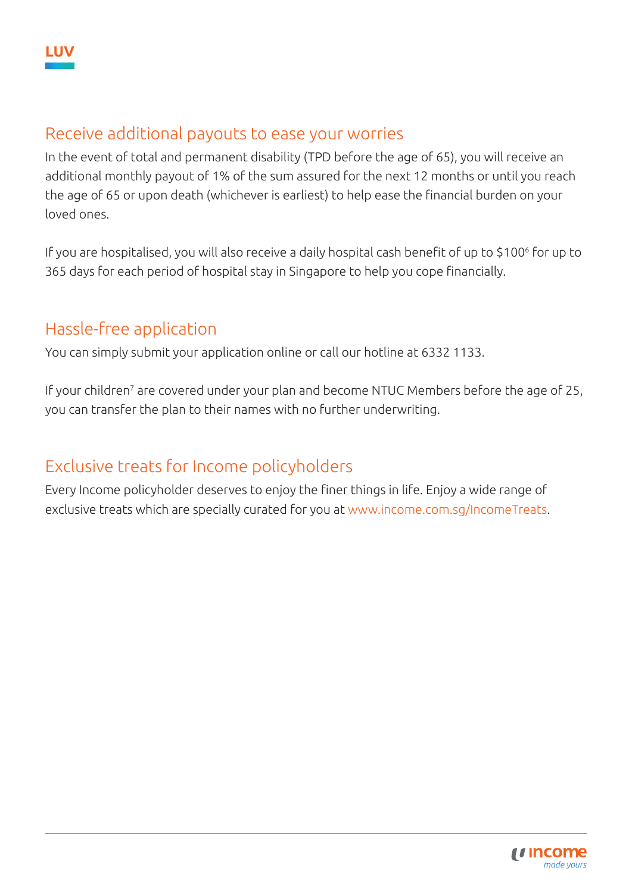## Receive additional payouts to ease your worries

In the event of total and permanent disability (TPD before the age of 65), you will receive an additional monthly payout of 1% of the sum assured for the next 12 months or until you reach the age of 65 or upon death (whichever is earliest) to help ease the financial burden on your loved ones.

If you are hospitalised, you will also receive a daily hospital cash benefit of up to $100[6] for up to 365 days for each period of hospital stay in Singapore to help you cope financially.

## Hassle-free application

You can simply submit your application online or call our hotline at 6332 1133.

If your children[7] are covered under your plan and become NTUC Members before the age of 25, you can transfer the plan to their names with no further underwriting.

## Exclusive treats for Income policyholders

Every Income policyholder deserves to enjoy the finer things in life. Enjoy a wide range of exclusive treats which are specially curated for you at www.income.com.sg/IncomeTreats.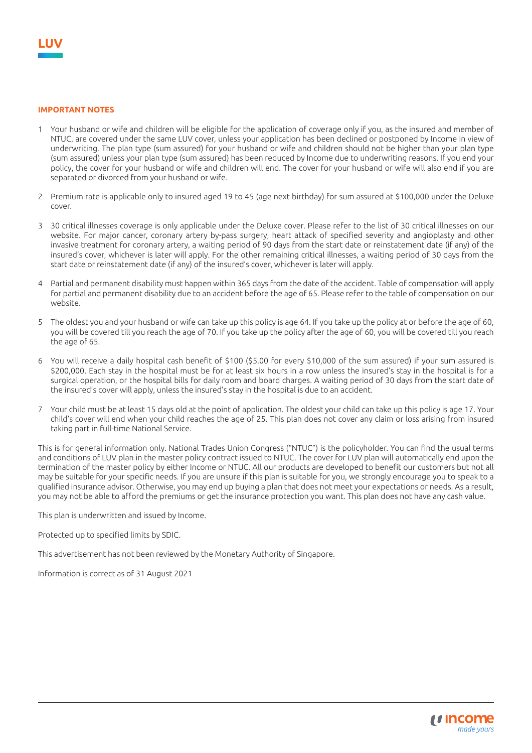# LUV

## IMPORTANT NOTES

1. Your husband or wife and children will be eligible for the application of coverage only if you, as the insured and member of NTUC, are covered under the same LUV cover, unless your application has been declined or postponed by Income in view of underwriting. The plan type (sum assured) for your husband or wife and children should not be higher than your plan type (sum assured) unless your plan type (sum assured) has been reduced by Income due to underwriting reasons. If you end your policy, the cover for your husband or wife and children will end. The cover for your husband or wife will also end if you are separated or divorced from your husband or wife.

2. Premium rate is applicable only to insured aged 19 to 45 (age next birthday) for sum assured at $100,000 under the Deluxe cover.

3. 30 critical illnesses coverage is only applicable under the Deluxe cover. Please refer to the list of 30 critical illnesses on our website. For major cancer, coronary artery by-pass surgery, heart attack of specified severity and angioplasty and other invasive treatment for coronary artery, a waiting period of 90 days from the start date or reinstatement date (if any) of the insured's cover, whichever is later will apply. For the other remaining critical illnesses, a waiting period of 30 days from the start date or reinstatement date (if any) of the insured's cover, whichever is later will apply.

4. Partial and permanent disability must happen within 365 days from the date of the accident. Table of compensation will apply for partial and permanent disability due to an accident before the age of 65. Please refer to the table of compensation on our website.

5. The oldest you and your husband or wife can take up this policy is age 64. If you take up the policy at or before the age of 60, you will be covered till you reach the age of 70. If you take up the policy after the age of 60, you will be covered till you reach the age of 65.

6. You will receive a daily hospital cash benefit of $100 ($5.00 for every $10,000 of the sum assured) if your sum assured is $200,000. Each stay in the hospital must be for at least six hours in a row unless the insured's stay in the hospital is for a surgical operation, or the hospital bills for daily room and board charges. A waiting period of 30 days from the start date of the insured's cover will apply, unless the insured's stay in the hospital is due to an accident.

7. Your child must be at least 15 days old at the point of application. The oldest your child can take up this policy is age 17. Your child's cover will end when your child reaches the age of 25. This plan does not cover any claim or loss arising from insured taking part in full-time National Service.

This is for general information only. National Trades Union Congress ("NTUC") is the policyholder. You can find the usual terms and conditions of LUV plan in the master policy contract issued to NTUC. The cover for LUV plan will automatically end upon the termination of the master policy by either Income or NTUC. All our products are developed to benefit our customers but not all may be suitable for your specific needs. If you are unsure if this plan is suitable for you, we strongly encourage you to speak to a qualified insurance advisor. Otherwise, you may end up buying a plan that does not meet your expectations or needs. As a result, you may not be able to afford the premiums or get the insurance protection you want. This plan does not have any cash value.

This plan is underwritten and issued by Income.

Protected up to specified limits by SDIC.

This advertisement has not been reviewed by the Monetary Authority of Singapore.

Information is correct as of 31 August 2021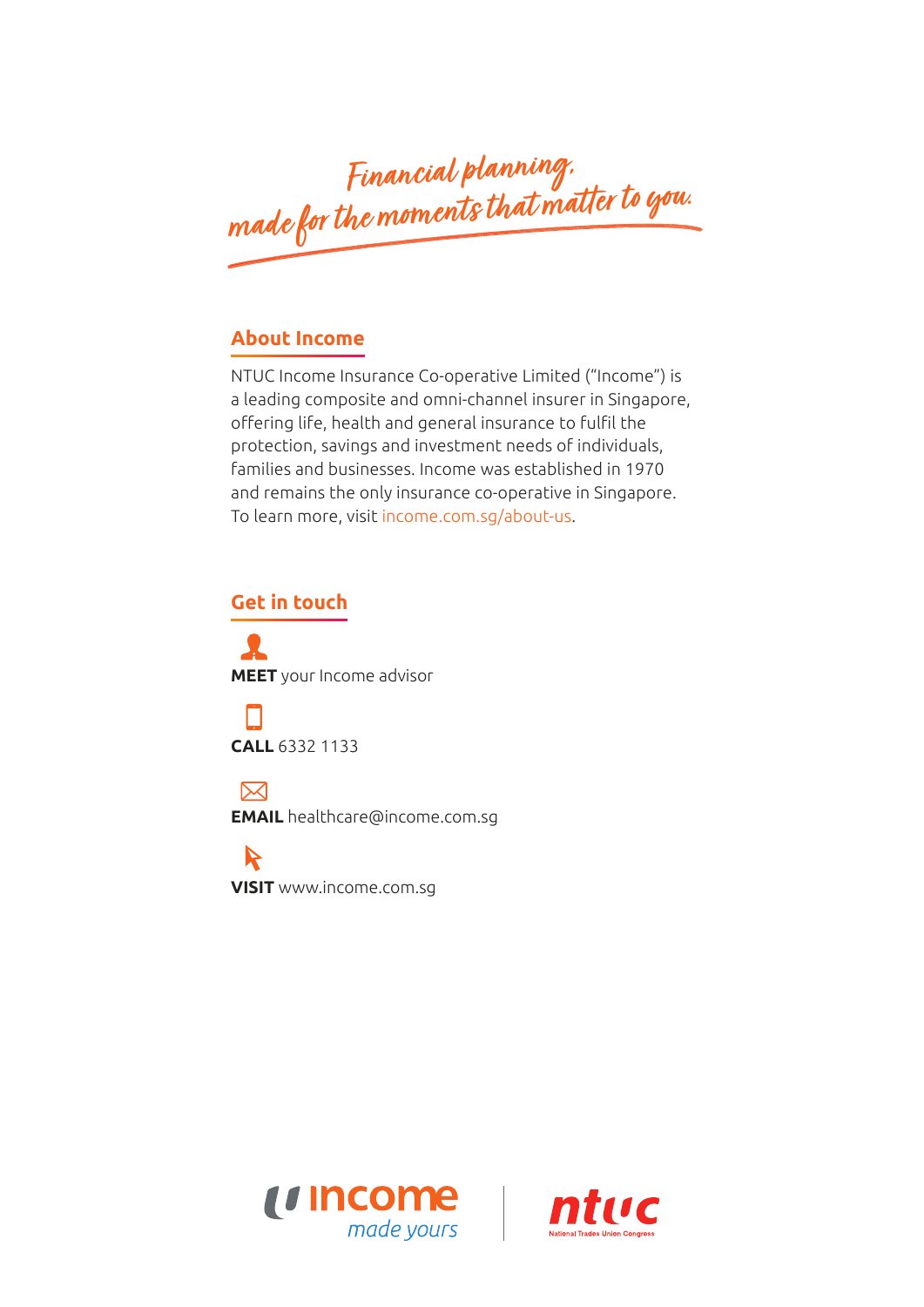*Financial planning, made for the moments that matter to you.*

## About Income

NTUC Income Insurance Co-operative Limited ("Income") is a leading composite and omni-channel insurer in Singapore, offering life, health and general insurance to fulfil the protection, savings and investment needs of individuals, families and businesses. Income was established in 1970 and remains the only insurance co-operative in Singapore. To learn more, visit income.com.sg/about-us.

## Get in touch

**MEET** your Income advisor

**CALL** 6332 1133

**EMAIL** healthcare@income.com.sg

**VISIT** www.income.com.sg

income made yours | ntuc National Trades Union Congress